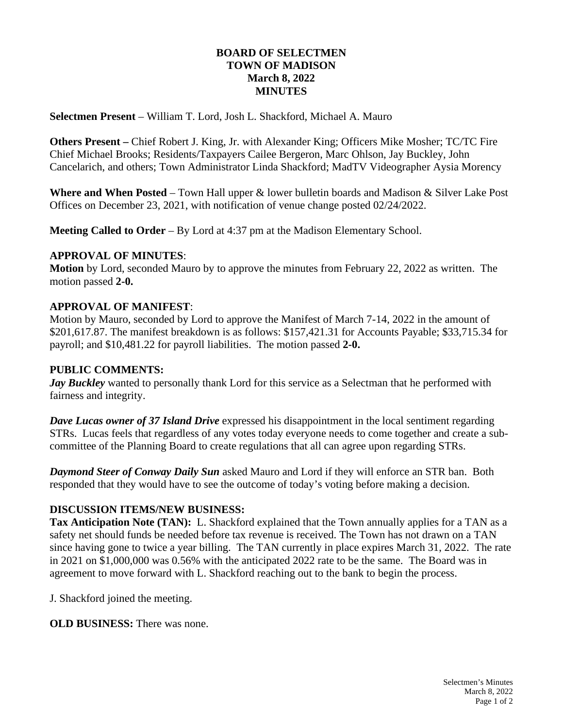**BOARD OF SELECTMEN**
**TOWN OF MADISON**
**March 8, 2022**
**MINUTES**

**Selectmen Present** – William T. Lord, Josh L. Shackford, Michael A. Mauro

**Others Present –** Chief Robert J. King, Jr. with Alexander King; Officers Mike Mosher; TC/TC Fire Chief Michael Brooks; Residents/Taxpayers Cailee Bergeron, Marc Ohlson, Jay Buckley, John Cancelarich, and others; Town Administrator Linda Shackford; MadTV Videographer Aysia Morency

**Where and When Posted** – Town Hall upper & lower bulletin boards and Madison & Silver Lake Post Offices on December 23, 2021, with notification of venue change posted 02/24/2022.

**Meeting Called to Order** – By Lord at 4:37 pm at the Madison Elementary School.

**APPROVAL OF MINUTES**:
**Motion** by Lord, seconded Mauro by to approve the minutes from February 22, 2022 as written. The motion passed **2-0.**

**APPROVAL OF MANIFEST**:
Motion by Mauro, seconded by Lord to approve the Manifest of March 7-14, 2022 in the amount of $201,617.87. The manifest breakdown is as follows: $157,421.31 for Accounts Payable; $33,715.34 for payroll; and $10,481.22 for payroll liabilities. The motion passed **2-0.**

**PUBLIC COMMENTS:**
***Jay Buckley*** wanted to personally thank Lord for this service as a Selectman that he performed with fairness and integrity.

***Dave Lucas owner of 37 Island Drive*** expressed his disappointment in the local sentiment regarding STRs. Lucas feels that regardless of any votes today everyone needs to come together and create a sub-committee of the Planning Board to create regulations that all can agree upon regarding STRs.

***Daymond Steer of Conway Daily Sun*** asked Mauro and Lord if they will enforce an STR ban. Both responded that they would have to see the outcome of today's voting before making a decision.

**DISCUSSION ITEMS/NEW BUSINESS:**
**Tax Anticipation Note (TAN):** L. Shackford explained that the Town annually applies for a TAN as a safety net should funds be needed before tax revenue is received. The Town has not drawn on a TAN since having gone to twice a year billing. The TAN currently in place expires March 31, 2022. The rate in 2021 on $1,000,000 was 0.56% with the anticipated 2022 rate to be the same. The Board was in agreement to move forward with L. Shackford reaching out to the bank to begin the process.

J. Shackford joined the meeting.

**OLD BUSINESS:** There was none.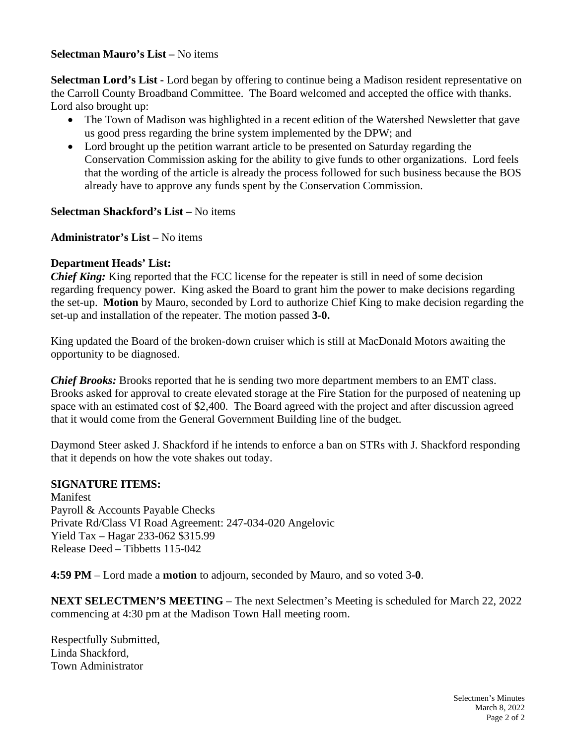**Selectman Mauro's List –** No items

**Selectman Lord's List -** Lord began by offering to continue being a Madison resident representative on the Carroll County Broadband Committee. The Board welcomed and accepted the office with thanks. Lord also brought up:

- The Town of Madison was highlighted in a recent edition of the Watershed Newsletter that gave us good press regarding the brine system implemented by the DPW; and
- Lord brought up the petition warrant article to be presented on Saturday regarding the Conservation Commission asking for the ability to give funds to other organizations. Lord feels that the wording of the article is already the process followed for such business because the BOS already have to approve any funds spent by the Conservation Commission.

**Selectman Shackford's List –** No items

**Administrator's List –** No items

**Department Heads' List:**

***Chief King:*** King reported that the FCC license for the repeater is still in need of some decision regarding frequency power. King asked the Board to grant him the power to make decisions regarding the set-up. **Motion** by Mauro, seconded by Lord to authorize Chief King to make decision regarding the set-up and installation of the repeater. The motion passed **3-0.**

King updated the Board of the broken-down cruiser which is still at MacDonald Motors awaiting the opportunity to be diagnosed.

***Chief Brooks:*** Brooks reported that he is sending two more department members to an EMT class. Brooks asked for approval to create elevated storage at the Fire Station for the purposed of neatening up space with an estimated cost of $2,400. The Board agreed with the project and after discussion agreed that it would come from the General Government Building line of the budget.

Daymond Steer asked J. Shackford if he intends to enforce a ban on STRs with J. Shackford responding that it depends on how the vote shakes out today.

**SIGNATURE ITEMS:**

Manifest
Payroll & Accounts Payable Checks
Private Rd/Class VI Road Agreement: 247-034-020 Angelovic
Yield Tax – Hagar 233-062 $315.99
Release Deed – Tibbetts 115-042

**4:59 PM** – Lord made a **motion** to adjourn, seconded by Mauro, and so voted 3**-0**.

**NEXT SELECTMEN'S MEETING** – The next Selectmen's Meeting is scheduled for March 22, 2022 commencing at 4:30 pm at the Madison Town Hall meeting room.

Respectfully Submitted,
Linda Shackford,
Town Administrator